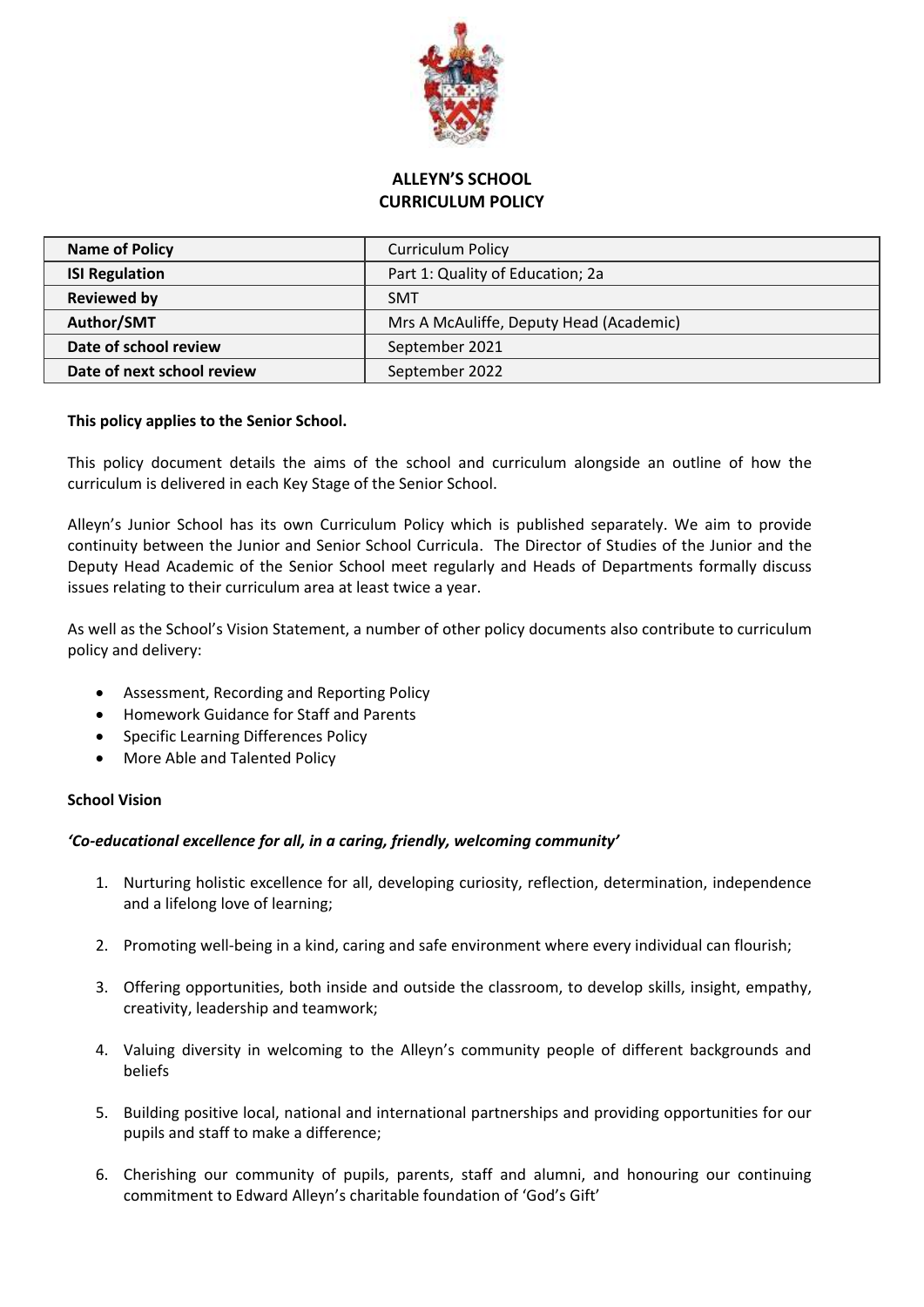# ALLEYN'S SCHOOL
# CURRICULUM POLICY

| Name of Policy | Curriculum Policy |
|---|---|
| ISI Regulation | Part 1: Quality of Education; 2a |
| Reviewed by | SMT |
| Author/SMT | Mrs A McAuliffe, Deputy Head (Academic) |
| Date of school review | September 2021 |
| Date of next school review | September 2022 |

**This policy applies to the Senior School.**

This policy document details the aims of the school and curriculum alongside an outline of how the curriculum is delivered in each Key Stage of the Senior School.

Alleyn's Junior School has its own Curriculum Policy which is published separately. We aim to provide continuity between the Junior and Senior School Curricula. The Director of Studies of the Junior and the Deputy Head Academic of the Senior School meet regularly and Heads of Departments formally discuss issues relating to their curriculum area at least twice a year.

As well as the School's Vision Statement, a number of other policy documents also contribute to curriculum policy and delivery:

- Assessment, Recording and Reporting Policy
- Homework Guidance for Staff and Parents
- Specific Learning Differences Policy
- More Able and Talented Policy

**School Vision**

***'Co-educational excellence for all, in a caring, friendly, welcoming community'***

1. Nurturing holistic excellence for all, developing curiosity, reflection, determination, independence and a lifelong love of learning;

2. Promoting well-being in a kind, caring and safe environment where every individual can flourish;

3. Offering opportunities, both inside and outside the classroom, to develop skills, insight, empathy, creativity, leadership and teamwork;

4. Valuing diversity in welcoming to the Alleyn's community people of different backgrounds and beliefs

5. Building positive local, national and international partnerships and providing opportunities for our pupils and staff to make a difference;

6. Cherishing our community of pupils, parents, staff and alumni, and honouring our continuing commitment to Edward Alleyn's charitable foundation of 'God's Gift'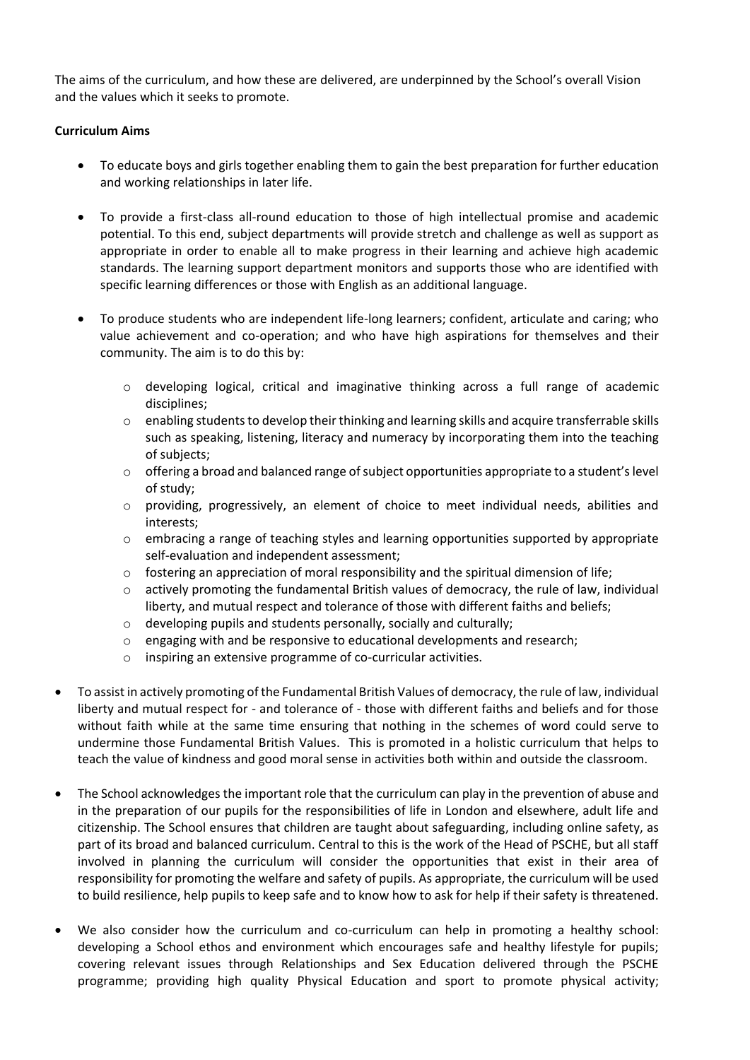The aims of the curriculum, and how these are delivered, are underpinned by the School's overall Vision and the values which it seeks to promote.

**Curriculum Aims**

- To educate boys and girls together enabling them to gain the best preparation for further education and working relationships in later life.

- To provide a first-class all-round education to those of high intellectual promise and academic potential. To this end, subject departments will provide stretch and challenge as well as support as appropriate in order to enable all to make progress in their learning and achieve high academic standards. The learning support department monitors and supports those who are identified with specific learning differences or those with English as an additional language.

- To produce students who are independent life-long learners; confident, articulate and caring; who value achievement and co-operation; and who have high aspirations for themselves and their community. The aim is to do this by:

  - developing logical, critical and imaginative thinking across a full range of academic disciplines;
  - enabling students to develop their thinking and learning skills and acquire transferrable skills such as speaking, listening, literacy and numeracy by incorporating them into the teaching of subjects;
  - offering a broad and balanced range of subject opportunities appropriate to a student's level of study;
  - providing, progressively, an element of choice to meet individual needs, abilities and interests;
  - embracing a range of teaching styles and learning opportunities supported by appropriate self-evaluation and independent assessment;
  - fostering an appreciation of moral responsibility and the spiritual dimension of life;
  - actively promoting the fundamental British values of democracy, the rule of law, individual liberty, and mutual respect and tolerance of those with different faiths and beliefs;
  - developing pupils and students personally, socially and culturally;
  - engaging with and be responsive to educational developments and research;
  - inspiring an extensive programme of co-curricular activities.

- To assist in actively promoting of the Fundamental British Values of democracy, the rule of law, individual liberty and mutual respect for - and tolerance of - those with different faiths and beliefs and for those without faith while at the same time ensuring that nothing in the schemes of word could serve to undermine those Fundamental British Values. This is promoted in a holistic curriculum that helps to teach the value of kindness and good moral sense in activities both within and outside the classroom.

- The School acknowledges the important role that the curriculum can play in the prevention of abuse and in the preparation of our pupils for the responsibilities of life in London and elsewhere, adult life and citizenship. The School ensures that children are taught about safeguarding, including online safety, as part of its broad and balanced curriculum. Central to this is the work of the Head of PSCHE, but all staff involved in planning the curriculum will consider the opportunities that exist in their area of responsibility for promoting the welfare and safety of pupils. As appropriate, the curriculum will be used to build resilience, help pupils to keep safe and to know how to ask for help if their safety is threatened.

- We also consider how the curriculum and co-curriculum can help in promoting a healthy school: developing a School ethos and environment which encourages safe and healthy lifestyle for pupils; covering relevant issues through Relationships and Sex Education delivered through the PSCHE programme; providing high quality Physical Education and sport to promote physical activity;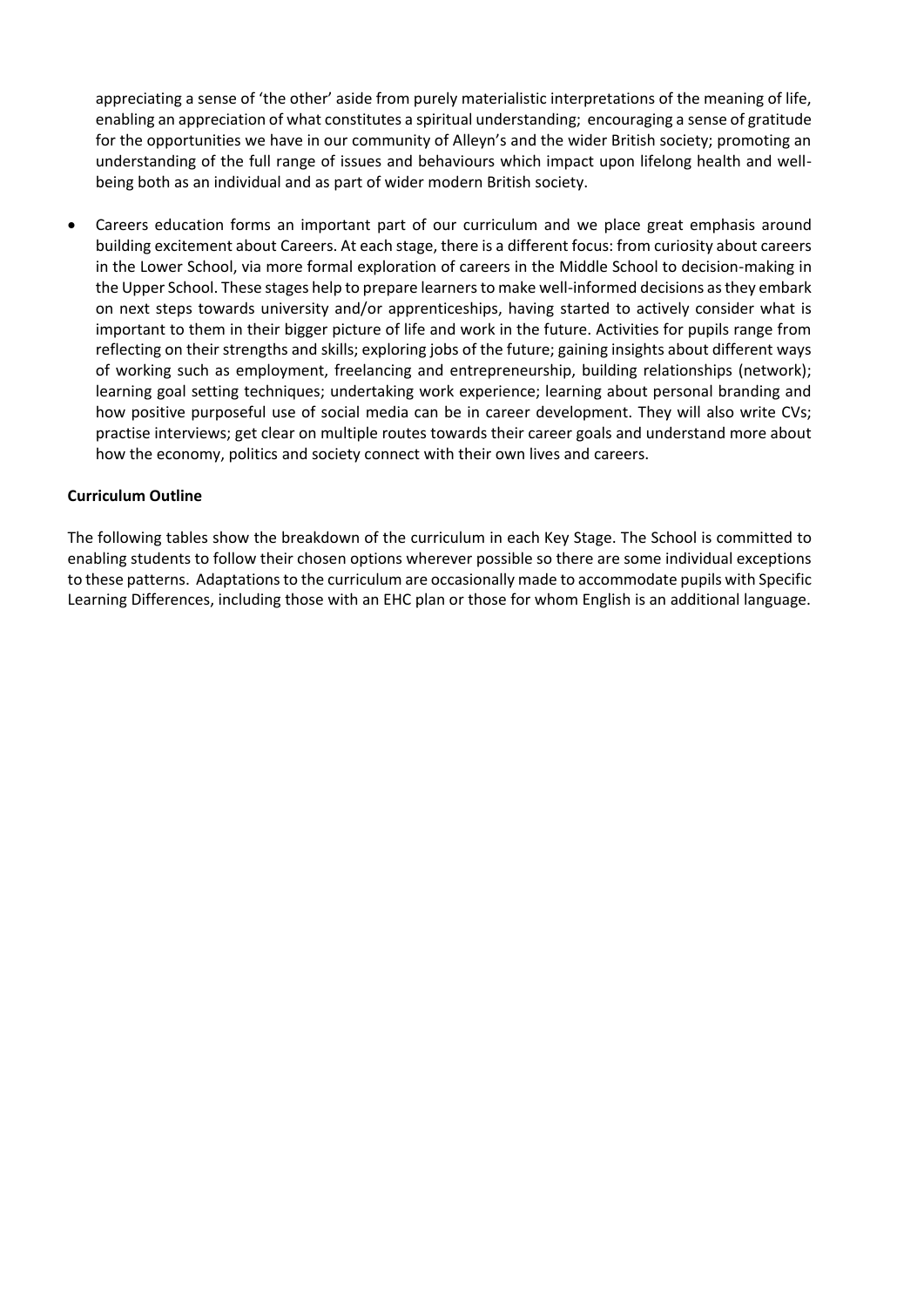appreciating a sense of 'the other' aside from purely materialistic interpretations of the meaning of life, enabling an appreciation of what constitutes a spiritual understanding; encouraging a sense of gratitude for the opportunities we have in our community of Alleyn's and the wider British society; promoting an understanding of the full range of issues and behaviours which impact upon lifelong health and well-being both as an individual and as part of wider modern British society.

- Careers education forms an important part of our curriculum and we place great emphasis around building excitement about Careers. At each stage, there is a different focus: from curiosity about careers in the Lower School, via more formal exploration of careers in the Middle School to decision-making in the Upper School. These stages help to prepare learners to make well-informed decisions as they embark on next steps towards university and/or apprenticeships, having started to actively consider what is important to them in their bigger picture of life and work in the future. Activities for pupils range from reflecting on their strengths and skills; exploring jobs of the future; gaining insights about different ways of working such as employment, freelancing and entrepreneurship, building relationships (network); learning goal setting techniques; undertaking work experience; learning about personal branding and how positive purposeful use of social media can be in career development. They will also write CVs; practise interviews; get clear on multiple routes towards their career goals and understand more about how the economy, politics and society connect with their own lives and careers.

**Curriculum Outline**

The following tables show the breakdown of the curriculum in each Key Stage. The School is committed to enabling students to follow their chosen options wherever possible so there are some individual exceptions to these patterns. Adaptations to the curriculum are occasionally made to accommodate pupils with Specific Learning Differences, including those with an EHC plan or those for whom English is an additional language.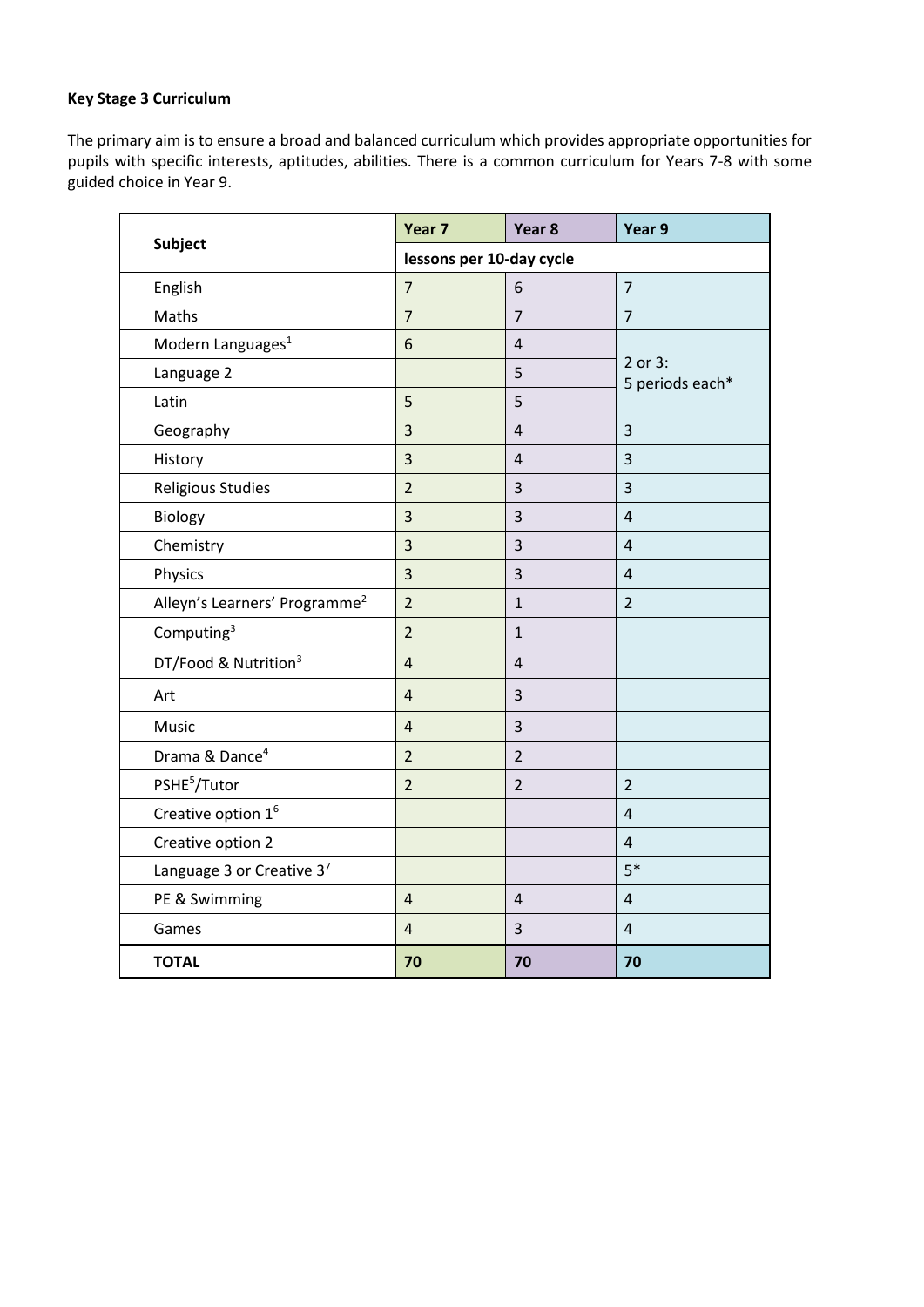**Key Stage 3 Curriculum**

The primary aim is to ensure a broad and balanced curriculum which provides appropriate opportunities for pupils with specific interests, aptitudes, abilities. There is a common curriculum for Years 7-8 with some guided choice in Year 9.

| Subject | Year 7 | Year 8 | Year 9 |
|---|---|---|---|
| | lessons per 10-day cycle | | |
| English | 7 | 6 | 7 |
| Maths | 7 | 7 | 7 |
| Modern Languages[1] | 6 | 4 | 2 or 3: 5 periods each* |
| Language 2 | | 5 | |
| Latin | 5 | 5 | |
| Geography | 3 | 4 | 3 |
| History | 3 | 4 | 3 |
| Religious Studies | 2 | 3 | 3 |
| Biology | 3 | 3 | 4 |
| Chemistry | 3 | 3 | 4 |
| Physics | 3 | 3 | 4 |
| Alleyn's Learners' Programme[2] | 2 | 1 | 2 |
| Computing[3] | 2 | 1 | |
| DT/Food & Nutrition[3] | 4 | 4 | |
| Art | 4 | 3 | |
| Music | 4 | 3 | |
| Drama & Dance[4] | 2 | 2 | |
| PSHE[5]/Tutor | 2 | 2 | 2 |
| Creative option 1[6] | | | 4 |
| Creative option 2 | | | 4 |
| Language 3 or Creative 3[7] | | | 5* |
| PE & Swimming | 4 | 4 | 4 |
| Games | 4 | 3 | 4 |
| **TOTAL** | **70** | **70** | **70** |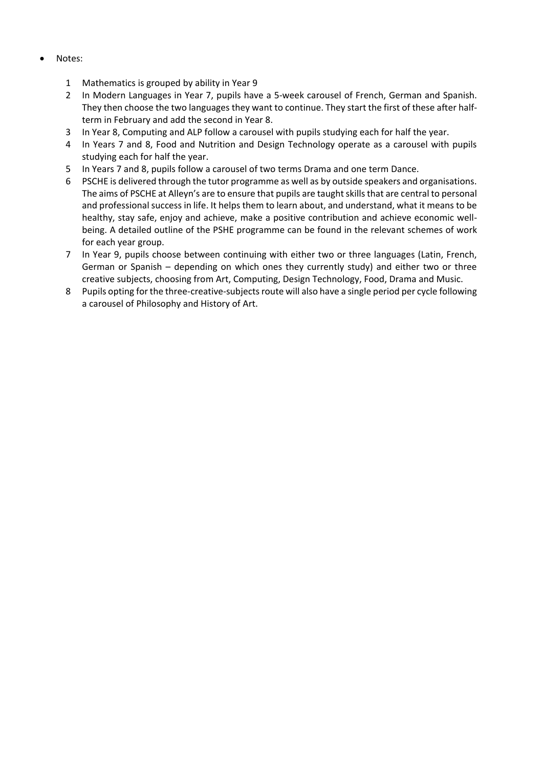- Notes:

  1. Mathematics is grouped by ability in Year 9
  2. In Modern Languages in Year 7, pupils have a 5-week carousel of French, German and Spanish. They then choose the two languages they want to continue. They start the first of these after half-term in February and add the second in Year 8.
  3. In Year 8, Computing and ALP follow a carousel with pupils studying each for half the year.
  4. In Years 7 and 8, Food and Nutrition and Design Technology operate as a carousel with pupils studying each for half the year.
  5. In Years 7 and 8, pupils follow a carousel of two terms Drama and one term Dance.
  6. PSCHE is delivered through the tutor programme as well as by outside speakers and organisations. The aims of PSCHE at Alleyn's are to ensure that pupils are taught skills that are central to personal and professional success in life. It helps them to learn about, and understand, what it means to be healthy, stay safe, enjoy and achieve, make a positive contribution and achieve economic well-being. A detailed outline of the PSHE programme can be found in the relevant schemes of work for each year group.
  7. In Year 9, pupils choose between continuing with either two or three languages (Latin, French, German or Spanish – depending on which ones they currently study) and either two or three creative subjects, choosing from Art, Computing, Design Technology, Food, Drama and Music.
  8. Pupils opting for the three-creative-subjects route will also have a single period per cycle following a carousel of Philosophy and History of Art.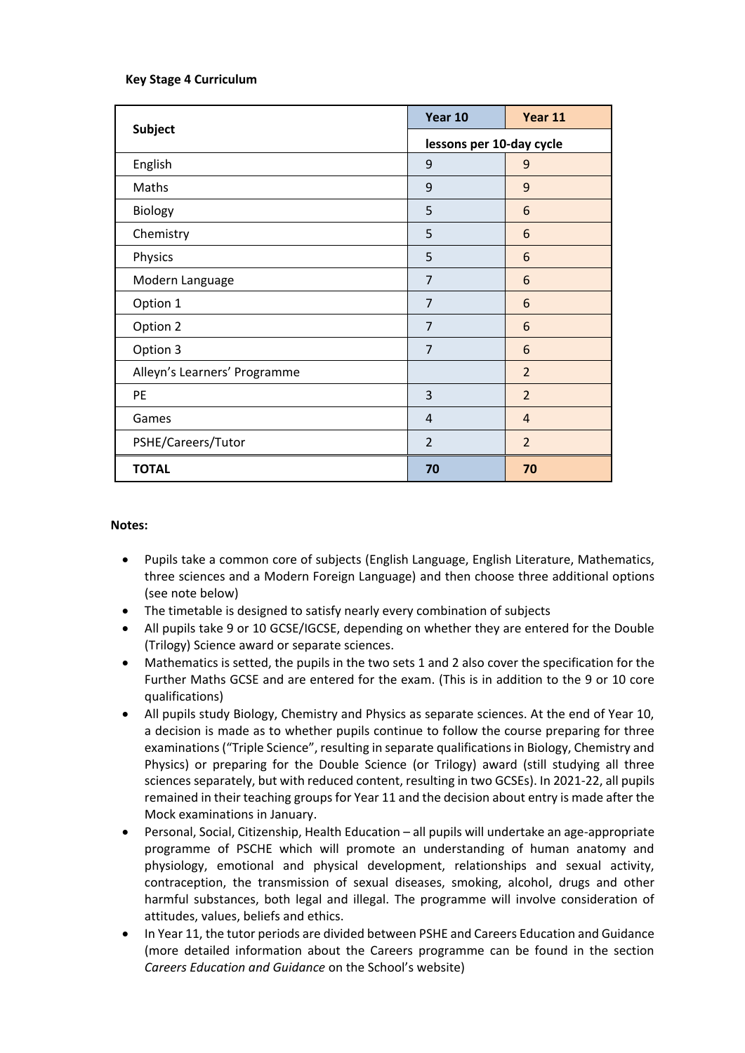**Key Stage 4 Curriculum**

| Subject | Year 10 | Year 11 |
|---|---|---|
| | lessons per 10-day cycle | |
| English | 9 | 9 |
| Maths | 9 | 9 |
| Biology | 5 | 6 |
| Chemistry | 5 | 6 |
| Physics | 5 | 6 |
| Modern Language | 7 | 6 |
| Option 1 | 7 | 6 |
| Option 2 | 7 | 6 |
| Option 3 | 7 | 6 |
| Alleyn's Learners' Programme | | 2 |
| PE | 3 | 2 |
| Games | 4 | 4 |
| PSHE/Careers/Tutor | 2 | 2 |
| **TOTAL** | **70** | **70** |

**Notes:**

- Pupils take a common core of subjects (English Language, English Literature, Mathematics, three sciences and a Modern Foreign Language) and then choose three additional options (see note below)
- The timetable is designed to satisfy nearly every combination of subjects
- All pupils take 9 or 10 GCSE/IGCSE, depending on whether they are entered for the Double (Trilogy) Science award or separate sciences.
- Mathematics is setted, the pupils in the two sets 1 and 2 also cover the specification for the Further Maths GCSE and are entered for the exam. (This is in addition to the 9 or 10 core qualifications)
- All pupils study Biology, Chemistry and Physics as separate sciences. At the end of Year 10, a decision is made as to whether pupils continue to follow the course preparing for three examinations ("Triple Science", resulting in separate qualifications in Biology, Chemistry and Physics) or preparing for the Double Science (or Trilogy) award (still studying all three sciences separately, but with reduced content, resulting in two GCSEs). In 2021-22, all pupils remained in their teaching groups for Year 11 and the decision about entry is made after the Mock examinations in January.
- Personal, Social, Citizenship, Health Education – all pupils will undertake an age-appropriate programme of PSCHE which will promote an understanding of human anatomy and physiology, emotional and physical development, relationships and sexual activity, contraception, the transmission of sexual diseases, smoking, alcohol, drugs and other harmful substances, both legal and illegal. The programme will involve consideration of attitudes, values, beliefs and ethics.
- In Year 11, the tutor periods are divided between PSHE and Careers Education and Guidance (more detailed information about the Careers programme can be found in the section *Careers Education and Guidance* on the School's website)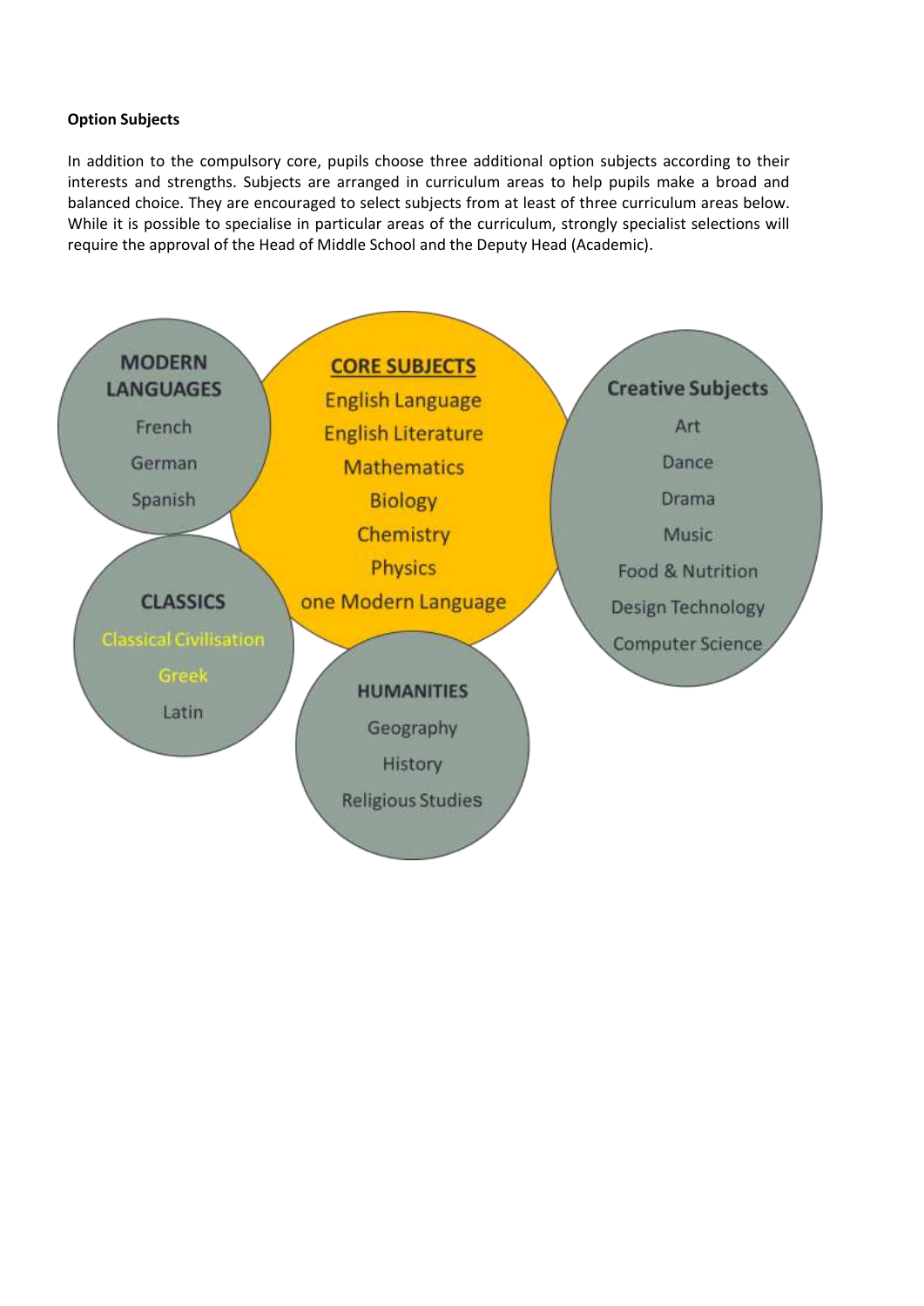**Option Subjects**

In addition to the compulsory core, pupils choose three additional option subjects according to their interests and strengths. Subjects are arranged in curriculum areas to help pupils make a broad and balanced choice. They are encouraged to select subjects from at least of three curriculum areas below. While it is possible to specialise in particular areas of the curriculum, strongly specialist selections will require the approval of the Head of Middle School and the Deputy Head (Academic).

**MODERN LANGUAGES**

- French
- German
- Spanish

**CORE SUBJECTS**

- English Language
- English Literature
- Mathematics
- Biology
- Chemistry
- Physics
- one Modern Language

**Creative Subjects**

- Art
- Dance
- Drama
- Music
- Food & Nutrition
- Design Technology
- Computer Science

**CLASSICS**

- Classical Civilisation
- Greek
- Latin

**HUMANITIES**

- Geography
- History
- Religious Studies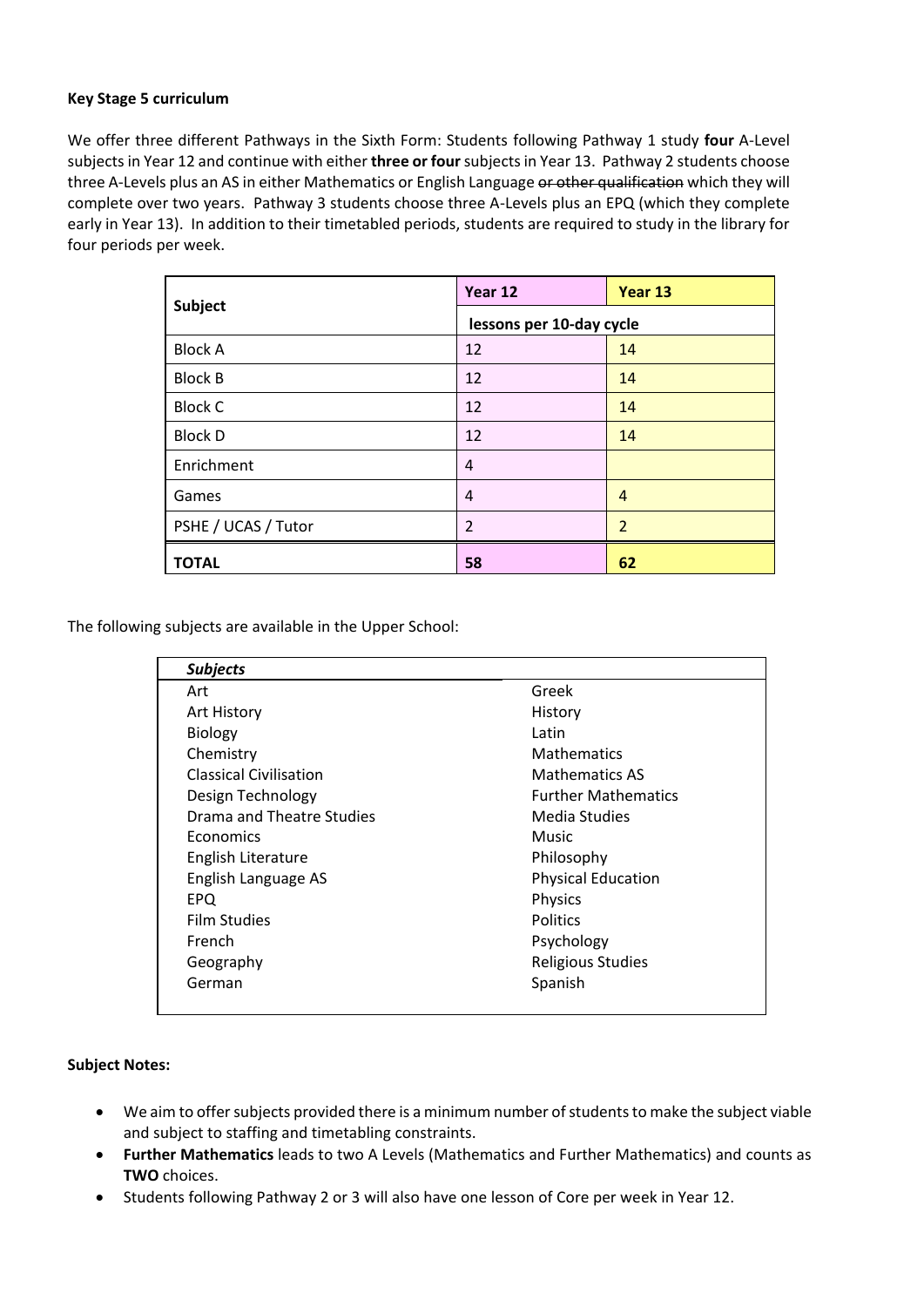**Key Stage 5 curriculum**

We offer three different Pathways in the Sixth Form: Students following Pathway 1 study **four** A-Level subjects in Year 12 and continue with either **three or four** subjects in Year 13. Pathway 2 students choose three A-Levels plus an AS in either Mathematics or English Language ~~or other qualification~~ which they will complete over two years. Pathway 3 students choose three A-Levels plus an EPQ (which they complete early in Year 13). In addition to their timetabled periods, students are required to study in the library for four periods per week.

| Subject | Year 12 | Year 13 |
|---|---|---|
| | lessons per 10-day cycle | |
| Block A | 12 | 14 |
| Block B | 12 | 14 |
| Block C | 12 | 14 |
| Block D | 12 | 14 |
| Enrichment | 4 | |
| Games | 4 | 4 |
| PSHE / UCAS / Tutor | 2 | 2 |
| **TOTAL** | **58** | **62** |

The following subjects are available in the Upper School:

| ***Subjects*** | |
|---|---|
| Art | Greek |
| Art History | History |
| Biology | Latin |
| Chemistry | Mathematics |
| Classical Civilisation | Mathematics AS |
| Design Technology | Further Mathematics |
| Drama and Theatre Studies | Media Studies |
| Economics | Music |
| English Literature | Philosophy |
| English Language AS | Physical Education |
| EPQ | Physics |
| Film Studies | Politics |
| French | Psychology |
| Geography | Religious Studies |
| German | Spanish |

**Subject Notes:**

- We aim to offer subjects provided there is a minimum number of students to make the subject viable and subject to staffing and timetabling constraints.
- **Further Mathematics** leads to two A Levels (Mathematics and Further Mathematics) and counts as **TWO** choices.
- Students following Pathway 2 or 3 will also have one lesson of Core per week in Year 12.